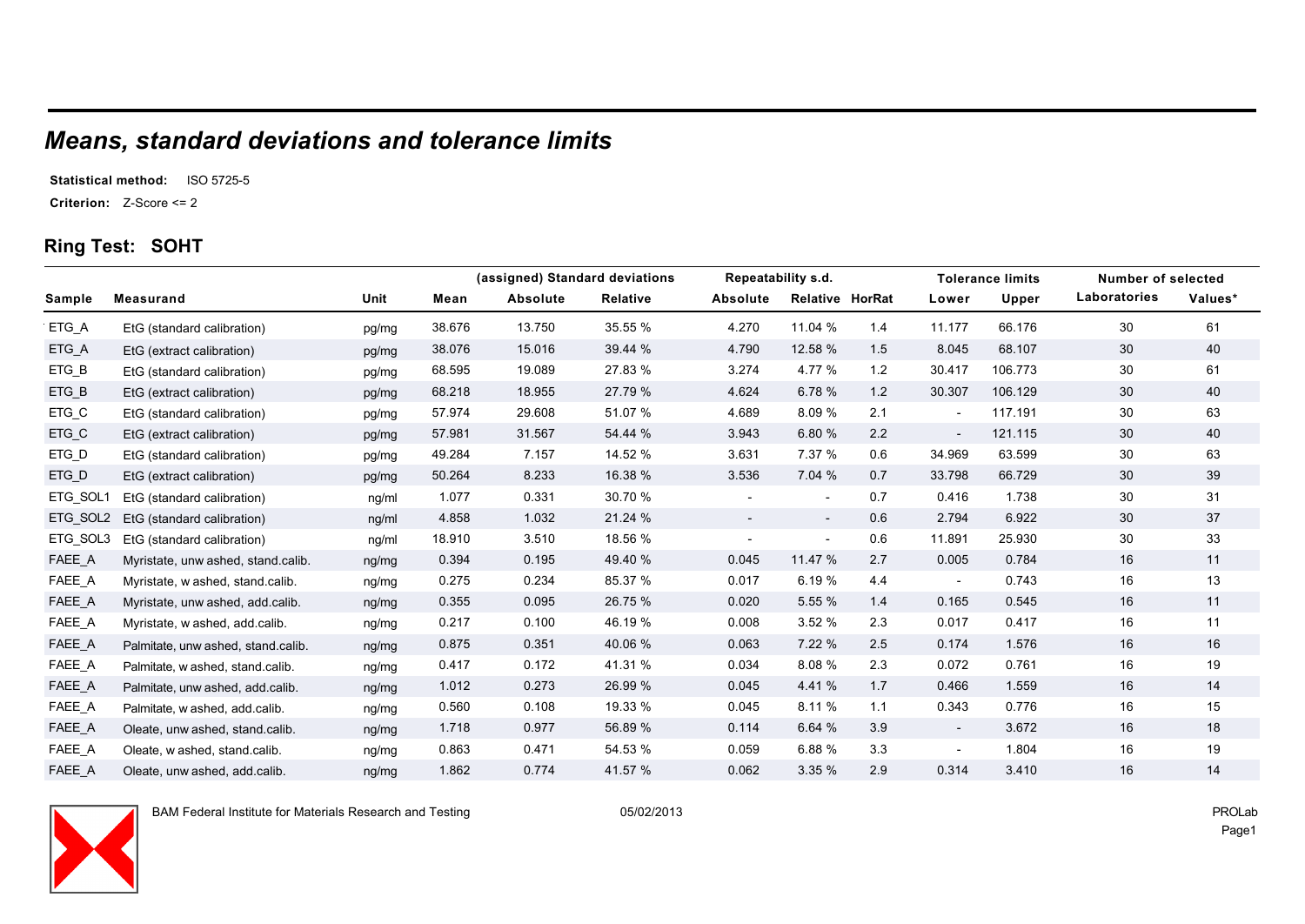## *Means, standard deviations and tolerance limits*

**Statistical method:** ISO 5725-5

**Criterion:** Z-Score <= 2

### Ring Test: SOHT

| | | | | (assigned) Standard deviations | | Repeatability s.d. | | | Tolerance limits | | Number of selected | |
|---|---|---|---|---|---|---|---|---|---|---|---|---|
| **Sample** | **Measurand** | **Unit** | **Mean** | **Absolute** | **Relative** | **Absolute** | **Relative** | **HorRat** | **Lower** | **Upper** | **Laboratories** | **Values*** |
| ETG_A | EtG (standard calibration) | pg/mg | 38.676 | 13.750 | 35.55 % | 4.270 | 11.04 % | 1.4 | 11.177 | 66.176 | 30 | 61 |
| ETG_A | EtG (extract calibration) | pg/mg | 38.076 | 15.016 | 39.44 % | 4.790 | 12.58 % | 1.5 | 8.045 | 68.107 | 30 | 40 |
| ETG_B | EtG (standard calibration) | pg/mg | 68.595 | 19.089 | 27.83 % | 3.274 | 4.77 % | 1.2 | 30.417 | 106.773 | 30 | 61 |
| ETG_B | EtG (extract calibration) | pg/mg | 68.218 | 18.955 | 27.79 % | 4.624 | 6.78 % | 1.2 | 30.307 | 106.129 | 30 | 40 |
| ETG_C | EtG (standard calibration) | pg/mg | 57.974 | 29.608 | 51.07 % | 4.689 | 8.09 % | 2.1 | - | 117.191 | 30 | 63 |
| ETG_C | EtG (extract calibration) | pg/mg | 57.981 | 31.567 | 54.44 % | 3.943 | 6.80 % | 2.2 | - | 121.115 | 30 | 40 |
| ETG_D | EtG (standard calibration) | pg/mg | 49.284 | 7.157 | 14.52 % | 3.631 | 7.37 % | 0.6 | 34.969 | 63.599 | 30 | 63 |
| ETG_D | EtG (extract calibration) | pg/mg | 50.264 | 8.233 | 16.38 % | 3.536 | 7.04 % | 0.7 | 33.798 | 66.729 | 30 | 39 |
| ETG_SOL1 | EtG (standard calibration) | ng/ml | 1.077 | 0.331 | 30.70 % | - | - | 0.7 | 0.416 | 1.738 | 30 | 31 |
| ETG_SOL2 | EtG (standard calibration) | ng/ml | 4.858 | 1.032 | 21.24 % | - | - | 0.6 | 2.794 | 6.922 | 30 | 37 |
| ETG_SOL3 | EtG (standard calibration) | ng/ml | 18.910 | 3.510 | 18.56 % | - | - | 0.6 | 11.891 | 25.930 | 30 | 33 |
| FAEE_A | Myristate, unw ashed, stand.calib. | ng/mg | 0.394 | 0.195 | 49.40 % | 0.045 | 11.47 % | 2.7 | 0.005 | 0.784 | 16 | 11 |
| FAEE_A | Myristate, w ashed, stand.calib. | ng/mg | 0.275 | 0.234 | 85.37 % | 0.017 | 6.19 % | 4.4 | - | 0.743 | 16 | 13 |
| FAEE_A | Myristate, unw ashed, add.calib. | ng/mg | 0.355 | 0.095 | 26.75 % | 0.020 | 5.55 % | 1.4 | 0.165 | 0.545 | 16 | 11 |
| FAEE_A | Myristate, w ashed, add.calib. | ng/mg | 0.217 | 0.100 | 46.19 % | 0.008 | 3.52 % | 2.3 | 0.017 | 0.417 | 16 | 11 |
| FAEE_A | Palmitate, unw ashed, stand.calib. | ng/mg | 0.875 | 0.351 | 40.06 % | 0.063 | 7.22 % | 2.5 | 0.174 | 1.576 | 16 | 16 |
| FAEE_A | Palmitate, w ashed, stand.calib. | ng/mg | 0.417 | 0.172 | 41.31 % | 0.034 | 8.08 % | 2.3 | 0.072 | 0.761 | 16 | 19 |
| FAEE_A | Palmitate, unw ashed, add.calib. | ng/mg | 1.012 | 0.273 | 26.99 % | 0.045 | 4.41 % | 1.7 | 0.466 | 1.559 | 16 | 14 |
| FAEE_A | Palmitate, w ashed, add.calib. | ng/mg | 0.560 | 0.108 | 19.33 % | 0.045 | 8.11 % | 1.1 | 0.343 | 0.776 | 16 | 15 |
| FAEE_A | Oleate, unw ashed, stand.calib. | ng/mg | 1.718 | 0.977 | 56.89 % | 0.114 | 6.64 % | 3.9 | - | 3.672 | 16 | 18 |
| FAEE_A | Oleate, w ashed, stand.calib. | ng/mg | 0.863 | 0.471 | 54.53 % | 0.059 | 6.88 % | 3.3 | - | 1.804 | 16 | 19 |
| FAEE_A | Oleate, unw ashed, add.calib. | ng/mg | 1.862 | 0.774 | 41.57 % | 0.062 | 3.35 % | 2.9 | 0.314 | 3.410 | 16 | 14 |

BAM Federal Institute for Materials Research and Testing    05/02/2013    PROLab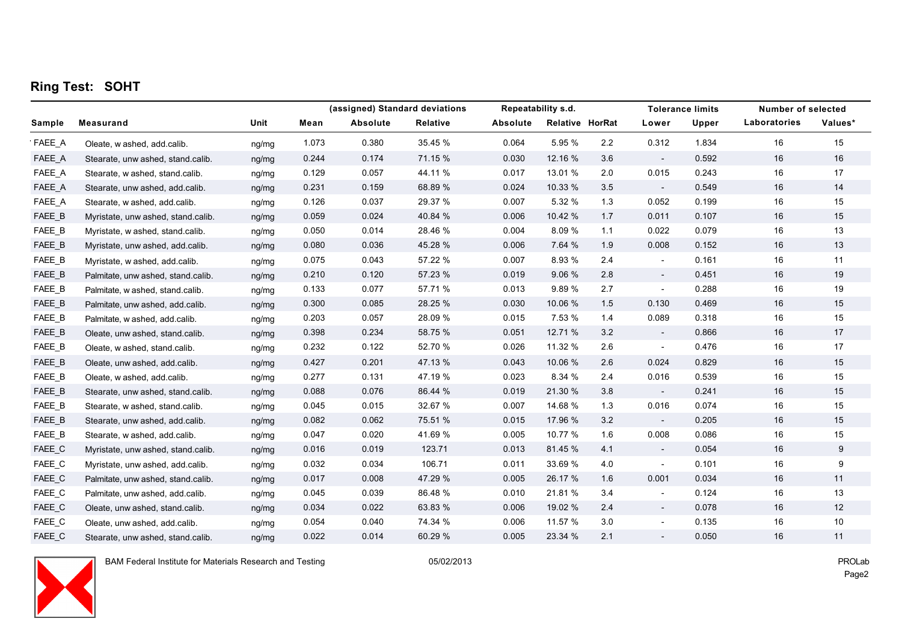## Ring Test: SOHT

| Sample | Measurand | Unit | Mean | (assigned) Standard deviations | | Repeatability s.d. | | HorRat | Tolerance limits | | Number of selected | |
|---|---|---|---|---|---|---|---|---|---|---|---|---|
| | | | | Absolute | Relative | Absolute | Relative | | Lower | Upper | Laboratories | Values* |
| FAEE_A | Oleate, w ashed, add.calib. | ng/mg | 1.073 | 0.380 | 35.45 % | 0.064 | 5.95 % | 2.2 | 0.312 | 1.834 | 16 | 15 |
| FAEE_A | Stearate, unw ashed, stand.calib. | ng/mg | 0.244 | 0.174 | 71.15 % | 0.030 | 12.16 % | 3.6 | - | 0.592 | 16 | 16 |
| FAEE_A | Stearate, w ashed, stand.calib. | ng/mg | 0.129 | 0.057 | 44.11 % | 0.017 | 13.01 % | 2.0 | 0.015 | 0.243 | 16 | 17 |
| FAEE_A | Stearate, unw ashed, add.calib. | ng/mg | 0.231 | 0.159 | 68.89 % | 0.024 | 10.33 % | 3.5 | - | 0.549 | 16 | 14 |
| FAEE_A | Stearate, w ashed, add.calib. | ng/mg | 0.126 | 0.037 | 29.37 % | 0.007 | 5.32 % | 1.3 | 0.052 | 0.199 | 16 | 15 |
| FAEE_B | Myristate, unw ashed, stand.calib. | ng/mg | 0.059 | 0.024 | 40.84 % | 0.006 | 10.42 % | 1.7 | 0.011 | 0.107 | 16 | 15 |
| FAEE_B | Myristate, w ashed, stand.calib. | ng/mg | 0.050 | 0.014 | 28.46 % | 0.004 | 8.09 % | 1.1 | 0.022 | 0.079 | 16 | 13 |
| FAEE_B | Myristate, unw ashed, add.calib. | ng/mg | 0.080 | 0.036 | 45.28 % | 0.006 | 7.64 % | 1.9 | 0.008 | 0.152 | 16 | 13 |
| FAEE_B | Myristate, w ashed, add.calib. | ng/mg | 0.075 | 0.043 | 57.22 % | 0.007 | 8.93 % | 2.4 | - | 0.161 | 16 | 11 |
| FAEE_B | Palmitate, unw ashed, stand.calib. | ng/mg | 0.210 | 0.120 | 57.23 % | 0.019 | 9.06 % | 2.8 | - | 0.451 | 16 | 19 |
| FAEE_B | Palmitate, w ashed, stand.calib. | ng/mg | 0.133 | 0.077 | 57.71 % | 0.013 | 9.89 % | 2.7 | - | 0.288 | 16 | 19 |
| FAEE_B | Palmitate, unw ashed, add.calib. | ng/mg | 0.300 | 0.085 | 28.25 % | 0.030 | 10.06 % | 1.5 | 0.130 | 0.469 | 16 | 15 |
| FAEE_B | Palmitate, w ashed, add.calib. | ng/mg | 0.203 | 0.057 | 28.09 % | 0.015 | 7.53 % | 1.4 | 0.089 | 0.318 | 16 | 15 |
| FAEE_B | Oleate, unw ashed, stand.calib. | ng/mg | 0.398 | 0.234 | 58.75 % | 0.051 | 12.71 % | 3.2 | - | 0.866 | 16 | 17 |
| FAEE_B | Oleate, w ashed, stand.calib. | ng/mg | 0.232 | 0.122 | 52.70 % | 0.026 | 11.32 % | 2.6 | - | 0.476 | 16 | 17 |
| FAEE_B | Oleate, unw ashed, add.calib. | ng/mg | 0.427 | 0.201 | 47.13 % | 0.043 | 10.06 % | 2.6 | 0.024 | 0.829 | 16 | 15 |
| FAEE_B | Oleate, w ashed, add.calib. | ng/mg | 0.277 | 0.131 | 47.19 % | 0.023 | 8.34 % | 2.4 | 0.016 | 0.539 | 16 | 15 |
| FAEE_B | Stearate, unw ashed, stand.calib. | ng/mg | 0.088 | 0.076 | 86.44 % | 0.019 | 21.30 % | 3.8 | - | 0.241 | 16 | 15 |
| FAEE_B | Stearate, w ashed, stand.calib. | ng/mg | 0.045 | 0.015 | 32.67 % | 0.007 | 14.68 % | 1.3 | 0.016 | 0.074 | 16 | 15 |
| FAEE_B | Stearate, unw ashed, add.calib. | ng/mg | 0.082 | 0.062 | 75.51 % | 0.015 | 17.96 % | 3.2 | - | 0.205 | 16 | 15 |
| FAEE_B | Stearate, w ashed, add.calib. | ng/mg | 0.047 | 0.020 | 41.69 % | 0.005 | 10.77 % | 1.6 | 0.008 | 0.086 | 16 | 15 |
| FAEE_C | Myristate, unw ashed, stand.calib. | ng/mg | 0.016 | 0.019 | 123.71 | 0.013 | 81.45 % | 4.1 | - | 0.054 | 16 | 9 |
| FAEE_C | Myristate, unw ashed, add.calib. | ng/mg | 0.032 | 0.034 | 106.71 | 0.011 | 33.69 % | 4.0 | - | 0.101 | 16 | 9 |
| FAEE_C | Palmitate, unw ashed, stand.calib. | ng/mg | 0.017 | 0.008 | 47.29 % | 0.005 | 26.17 % | 1.6 | 0.001 | 0.034 | 16 | 11 |
| FAEE_C | Palmitate, unw ashed, add.calib. | ng/mg | 0.045 | 0.039 | 86.48 % | 0.010 | 21.81 % | 3.4 | - | 0.124 | 16 | 13 |
| FAEE_C | Oleate, unw ashed, stand.calib. | ng/mg | 0.034 | 0.022 | 63.83 % | 0.006 | 19.02 % | 2.4 | - | 0.078 | 16 | 12 |
| FAEE_C | Oleate, unw ashed, add.calib. | ng/mg | 0.054 | 0.040 | 74.34 % | 0.006 | 11.57 % | 3.0 | - | 0.135 | 16 | 10 |
| FAEE_C | Stearate, unw ashed, stand.calib. | ng/mg | 0.022 | 0.014 | 60.29 % | 0.005 | 23.34 % | 2.1 | - | 0.050 | 16 | 11 |

BAM Federal Institute for Materials Research and Testing 05/02/2013 PROLab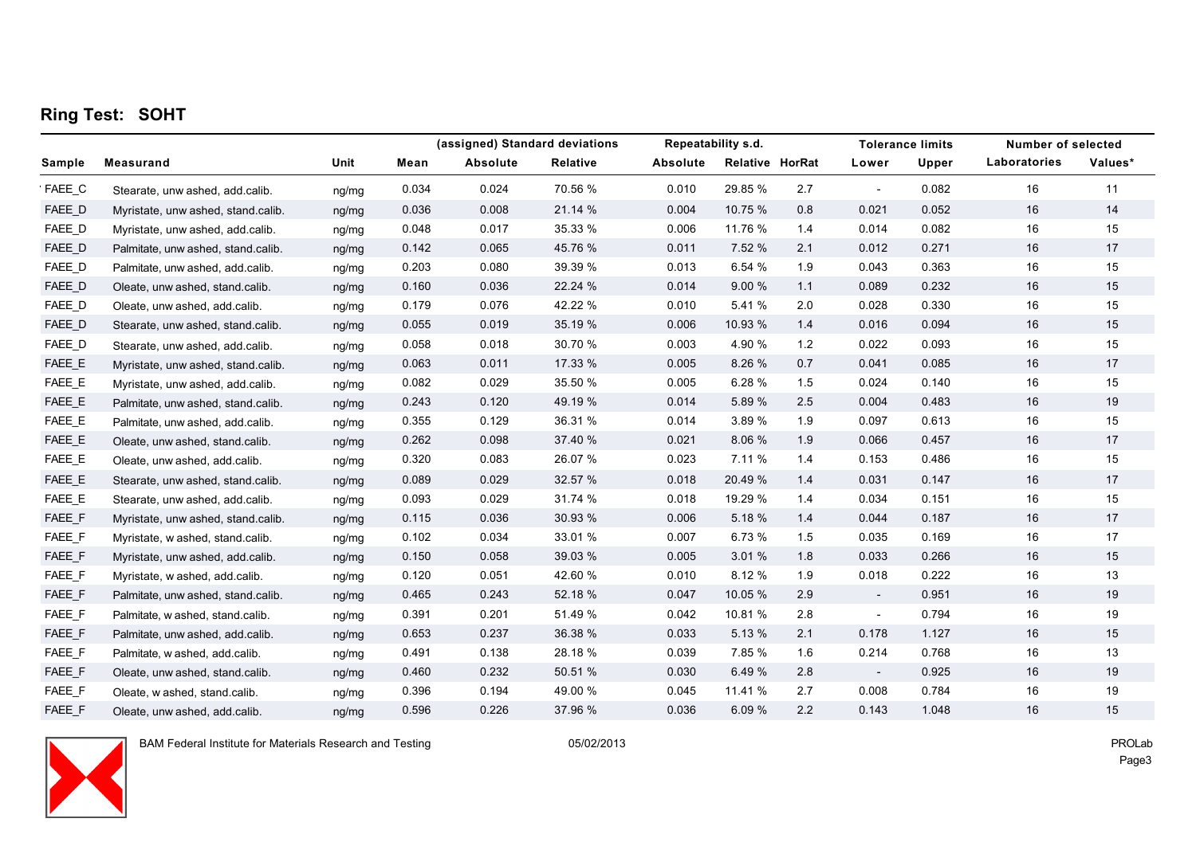## Ring Test: SOHT

| Sample | Measurand | Unit | Mean | (assigned) Standard deviations | | Repeatability s.d. | | HorRat | Tolerance limits | | Number of selected | |
|---|---|---|---|---|---|---|---|---|---|---|---|---|
| | | | | Absolute | Relative | Absolute | Relative | | Lower | Upper | Laboratories | Values* |
| FAEE_C | Stearate, unw ashed, add.calib. | ng/mg | 0.034 | 0.024 | 70.56 % | 0.010 | 29.85 % | 2.7 | - | 0.082 | 16 | 11 |
| FAEE_D | Myristate, unw ashed, stand.calib. | ng/mg | 0.036 | 0.008 | 21.14 % | 0.004 | 10.75 % | 0.8 | 0.021 | 0.052 | 16 | 14 |
| FAEE_D | Myristate, unw ashed, add.calib. | ng/mg | 0.048 | 0.017 | 35.33 % | 0.006 | 11.76 % | 1.4 | 0.014 | 0.082 | 16 | 15 |
| FAEE_D | Palmitate, unw ashed, stand.calib. | ng/mg | 0.142 | 0.065 | 45.76 % | 0.011 | 7.52 % | 2.1 | 0.012 | 0.271 | 16 | 17 |
| FAEE_D | Palmitate, unw ashed, add.calib. | ng/mg | 0.203 | 0.080 | 39.39 % | 0.013 | 6.54 % | 1.9 | 0.043 | 0.363 | 16 | 15 |
| FAEE_D | Oleate, unw ashed, stand.calib. | ng/mg | 0.160 | 0.036 | 22.24 % | 0.014 | 9.00 % | 1.1 | 0.089 | 0.232 | 16 | 15 |
| FAEE_D | Oleate, unw ashed, add.calib. | ng/mg | 0.179 | 0.076 | 42.22 % | 0.010 | 5.41 % | 2.0 | 0.028 | 0.330 | 16 | 15 |
| FAEE_D | Stearate, unw ashed, stand.calib. | ng/mg | 0.055 | 0.019 | 35.19 % | 0.006 | 10.93 % | 1.4 | 0.016 | 0.094 | 16 | 15 |
| FAEE_D | Stearate, unw ashed, add.calib. | ng/mg | 0.058 | 0.018 | 30.70 % | 0.003 | 4.90 % | 1.2 | 0.022 | 0.093 | 16 | 15 |
| FAEE_E | Myristate, unw ashed, stand.calib. | ng/mg | 0.063 | 0.011 | 17.33 % | 0.005 | 8.26 % | 0.7 | 0.041 | 0.085 | 16 | 17 |
| FAEE_E | Myristate, unw ashed, add.calib. | ng/mg | 0.082 | 0.029 | 35.50 % | 0.005 | 6.28 % | 1.5 | 0.024 | 0.140 | 16 | 15 |
| FAEE_E | Palmitate, unw ashed, stand.calib. | ng/mg | 0.243 | 0.120 | 49.19 % | 0.014 | 5.89 % | 2.5 | 0.004 | 0.483 | 16 | 19 |
| FAEE_E | Palmitate, unw ashed, add.calib. | ng/mg | 0.355 | 0.129 | 36.31 % | 0.014 | 3.89 % | 1.9 | 0.097 | 0.613 | 16 | 15 |
| FAEE_E | Oleate, unw ashed, stand.calib. | ng/mg | 0.262 | 0.098 | 37.40 % | 0.021 | 8.06 % | 1.9 | 0.066 | 0.457 | 16 | 17 |
| FAEE_E | Oleate, unw ashed, add.calib. | ng/mg | 0.320 | 0.083 | 26.07 % | 0.023 | 7.11 % | 1.4 | 0.153 | 0.486 | 16 | 15 |
| FAEE_E | Stearate, unw ashed, stand.calib. | ng/mg | 0.089 | 0.029 | 32.57 % | 0.018 | 20.49 % | 1.4 | 0.031 | 0.147 | 16 | 17 |
| FAEE_E | Stearate, unw ashed, add.calib. | ng/mg | 0.093 | 0.029 | 31.74 % | 0.018 | 19.29 % | 1.4 | 0.034 | 0.151 | 16 | 15 |
| FAEE_F | Myristate, unw ashed, stand.calib. | ng/mg | 0.115 | 0.036 | 30.93 % | 0.006 | 5.18 % | 1.4 | 0.044 | 0.187 | 16 | 17 |
| FAEE_F | Myristate, w ashed, stand.calib. | ng/mg | 0.102 | 0.034 | 33.01 % | 0.007 | 6.73 % | 1.5 | 0.035 | 0.169 | 16 | 17 |
| FAEE_F | Myristate, unw ashed, add.calib. | ng/mg | 0.150 | 0.058 | 39.03 % | 0.005 | 3.01 % | 1.8 | 0.033 | 0.266 | 16 | 15 |
| FAEE_F | Myristate, w ashed, add.calib. | ng/mg | 0.120 | 0.051 | 42.60 % | 0.010 | 8.12 % | 1.9 | 0.018 | 0.222 | 16 | 13 |
| FAEE_F | Palmitate, unw ashed, stand.calib. | ng/mg | 0.465 | 0.243 | 52.18 % | 0.047 | 10.05 % | 2.9 | - | 0.951 | 16 | 19 |
| FAEE_F | Palmitate, w ashed, stand.calib. | ng/mg | 0.391 | 0.201 | 51.49 % | 0.042 | 10.81 % | 2.8 | - | 0.794 | 16 | 19 |
| FAEE_F | Palmitate, unw ashed, add.calib. | ng/mg | 0.653 | 0.237 | 36.38 % | 0.033 | 5.13 % | 2.1 | 0.178 | 1.127 | 16 | 15 |
| FAEE_F | Palmitate, w ashed, add.calib. | ng/mg | 0.491 | 0.138 | 28.18 % | 0.039 | 7.85 % | 1.6 | 0.214 | 0.768 | 16 | 13 |
| FAEE_F | Oleate, unw ashed, stand.calib. | ng/mg | 0.460 | 0.232 | 50.51 % | 0.030 | 6.49 % | 2.8 | - | 0.925 | 16 | 19 |
| FAEE_F | Oleate, w ashed, stand.calib. | ng/mg | 0.396 | 0.194 | 49.00 % | 0.045 | 11.41 % | 2.7 | 0.008 | 0.784 | 16 | 19 |
| FAEE_F | Oleate, unw ashed, add.calib. | ng/mg | 0.596 | 0.226 | 37.96 % | 0.036 | 6.09 % | 2.2 | 0.143 | 1.048 | 16 | 15 |

BAM Federal Institute for Materials Research and Testing 05/02/2013 PROLab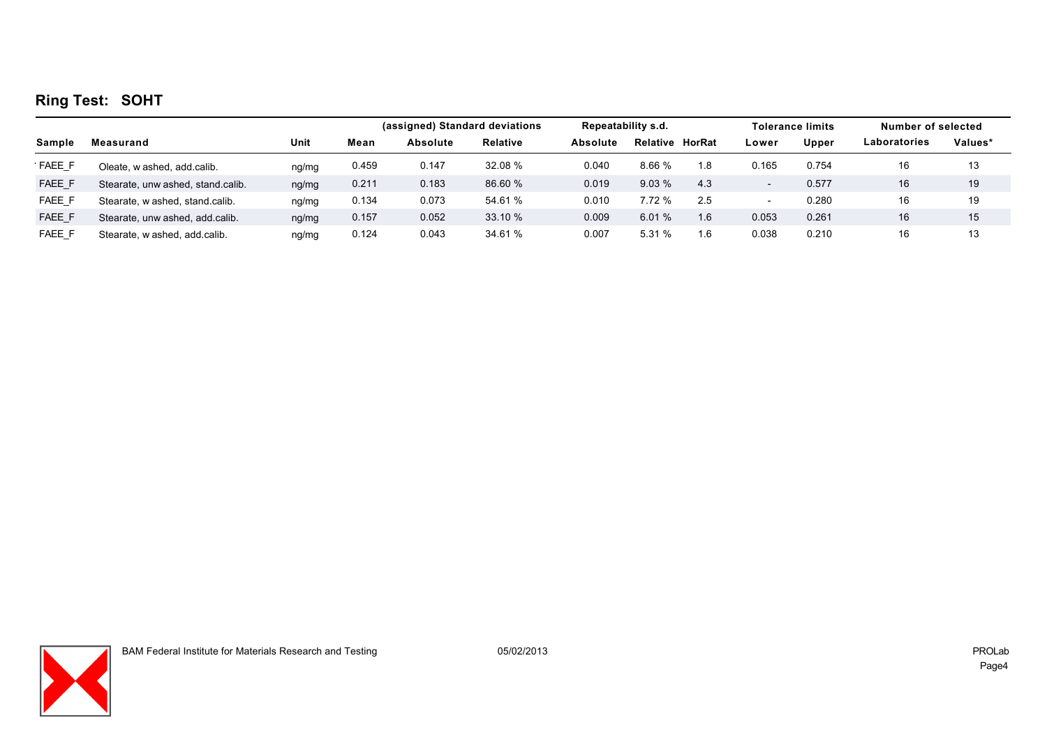## Ring Test: SOHT

| Sample | Measurand | Unit | Mean | (assigned) Standard deviations | | Repeatability s.d. | | | Tolerance limits | | Number of selected | |
|---|---|---|---|---|---|---|---|---|---|---|---|---|
| | | | | Absolute | Relative | Absolute | Relative | HorRat | Lower | Upper | Laboratories | Values* |
| FAEE_F | Oleate, w ashed, add.calib. | ng/mg | 0.459 | 0.147 | 32.08 % | 0.040 | 8.66 % | 1.8 | 0.165 | 0.754 | 16 | 13 |
| FAEE_F | Stearate, unw ashed, stand.calib. | ng/mg | 0.211 | 0.183 | 86.60 % | 0.019 | 9.03 % | 4.3 | - | 0.577 | 16 | 19 |
| FAEE_F | Stearate, w ashed, stand.calib. | ng/mg | 0.134 | 0.073 | 54.61 % | 0.010 | 7.72 % | 2.5 | - | 0.280 | 16 | 19 |
| FAEE_F | Stearate, unw ashed, add.calib. | ng/mg | 0.157 | 0.052 | 33.10 % | 0.009 | 6.01 % | 1.6 | 0.053 | 0.261 | 16 | 15 |
| FAEE_F | Stearate, w ashed, add.calib. | ng/mg | 0.124 | 0.043 | 34.61 % | 0.007 | 5.31 % | 1.6 | 0.038 | 0.210 | 16 | 13 |

BAM Federal Institute for Materials Research and Testing 05/02/2013 PROLab